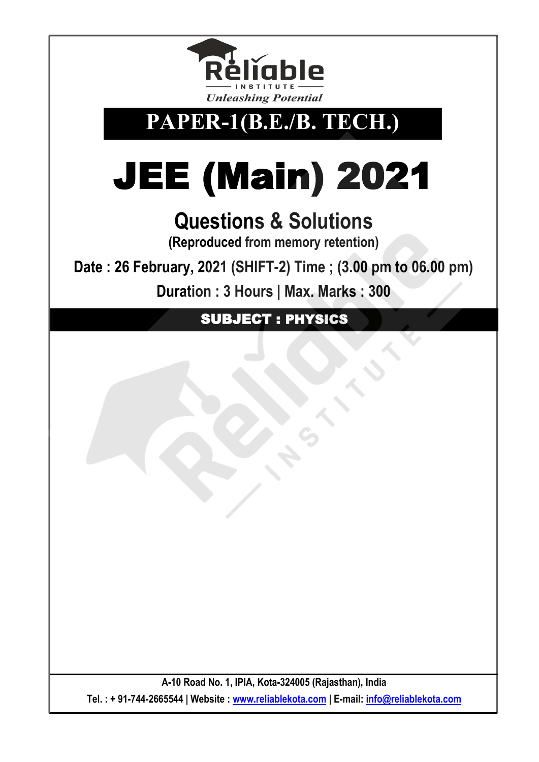Reliable

INSTITUTE

*Unleashing Potential*

# PAPER-1(B.E./B. TECH.)

# JEE (Main) 2021

## Questions & Solutions

**(Reproduced from memory retention)**

**Date : 26 February, 2021 (SHIFT-2) Time ; (3.00 pm to 06.00 pm)**

**Duration : 3 Hours | Max. Marks : 300**

## SUBJECT : PHYSICS

A-10 Road No. 1, IPIA, Kota-324005 (Rajasthan), India

Tel. : + 91-744-2665544 | Website : www.reliablekota.com | E-mail: info@reliablekota.com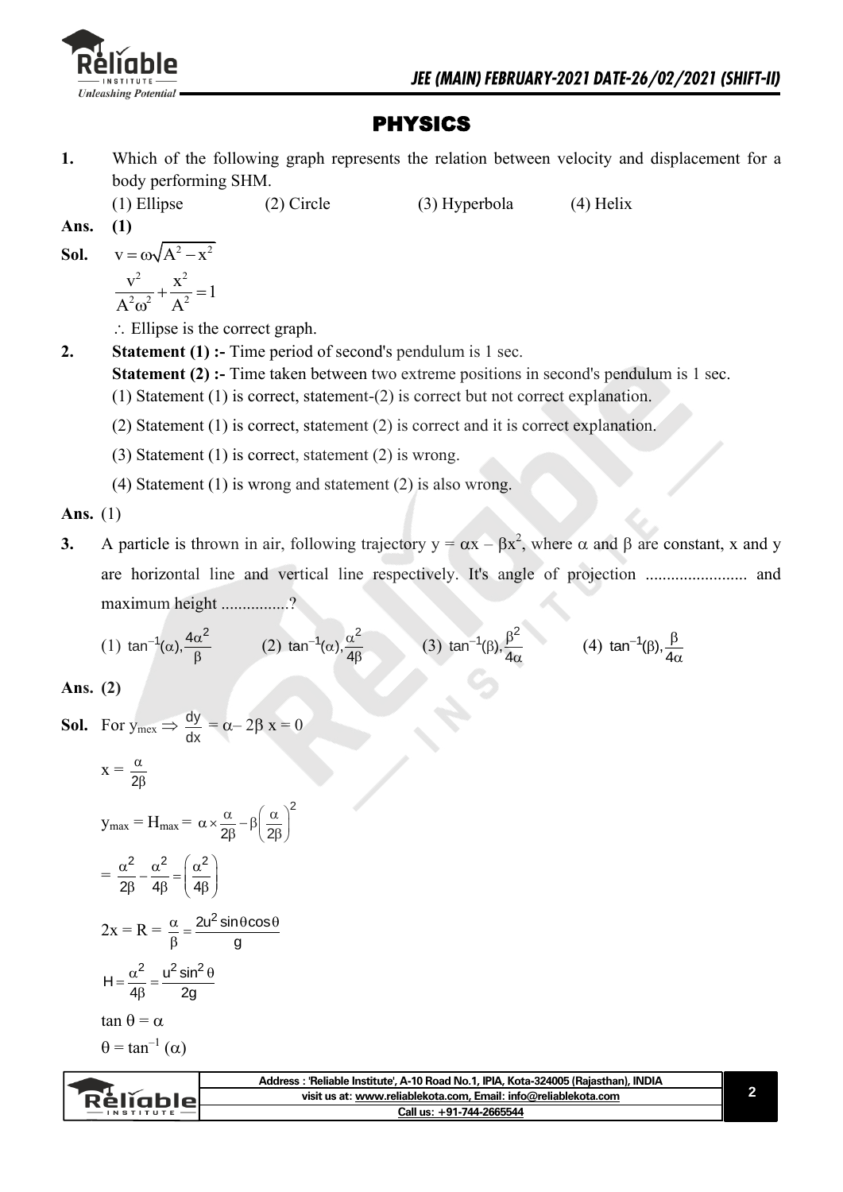# PHYSICS

**1.** Which of the following graph represents the relation between velocity and displacement for a body performing SHM.

(1) Ellipse (2) Circle (3) Hyperbola (4) Helix

**Ans.** **(1)**

**Sol.** $v = \omega\sqrt{A^2 - x^2}$

$$\frac{v^2}{A^2\omega^2} + \frac{x^2}{A^2} = 1$$

$\therefore$ Ellipse is the correct graph.

**2.** **Statement (1) :-** Time period of second's pendulum is 1 sec.

**Statement (2) :-** Time taken between two extreme positions in second's pendulum is 1 sec.

(1) Statement (1) is correct, statement-(2) is correct but not correct explanation.

(2) Statement (1) is correct, statement (2) is correct and it is correct explanation.

(3) Statement (1) is correct, statement (2) is wrong.

(4) Statement (1) is wrong and statement (2) is also wrong.

**Ans.** (1)

**3.** A particle is thrown in air, following trajectory $y = \alpha x - \beta x^2$, where $\alpha$ and $\beta$ are constant, x and y are horizontal line and vertical line respectively. It's angle of projection ........................ and maximum height ................?

(1) $\tan^{-1}(\alpha), \frac{4\alpha^2}{\beta}$ (2) $\tan^{-1}(\alpha), \frac{\alpha^2}{4\beta}$ (3) $\tan^{-1}(\beta), \frac{\beta^2}{4\alpha}$ (4) $\tan^{-1}(\beta), \frac{\beta}{4\alpha}$

**Ans.** **(2)**

**Sol.** For $y_{mex} \Rightarrow \frac{dy}{dx} = \alpha - 2\beta\, x = 0$

$$x = \frac{\alpha}{2\beta}$$

$$y_{max} = H_{max} = \alpha \times \frac{\alpha}{2\beta} - \beta\left(\frac{\alpha}{2\beta}\right)^2$$

$$= \frac{\alpha^2}{2\beta} - \frac{\alpha^2}{4\beta} = \left(\frac{\alpha^2}{4\beta}\right)$$

$$2x = R = \frac{\alpha}{\beta} = \frac{2u^2 \sin\theta \cos\theta}{g}$$

$$H = \frac{\alpha^2}{4\beta} = \frac{u^2 \sin^2\theta}{2g}$$

$\tan\theta = \alpha$

$\theta = \tan^{-1}(\alpha)$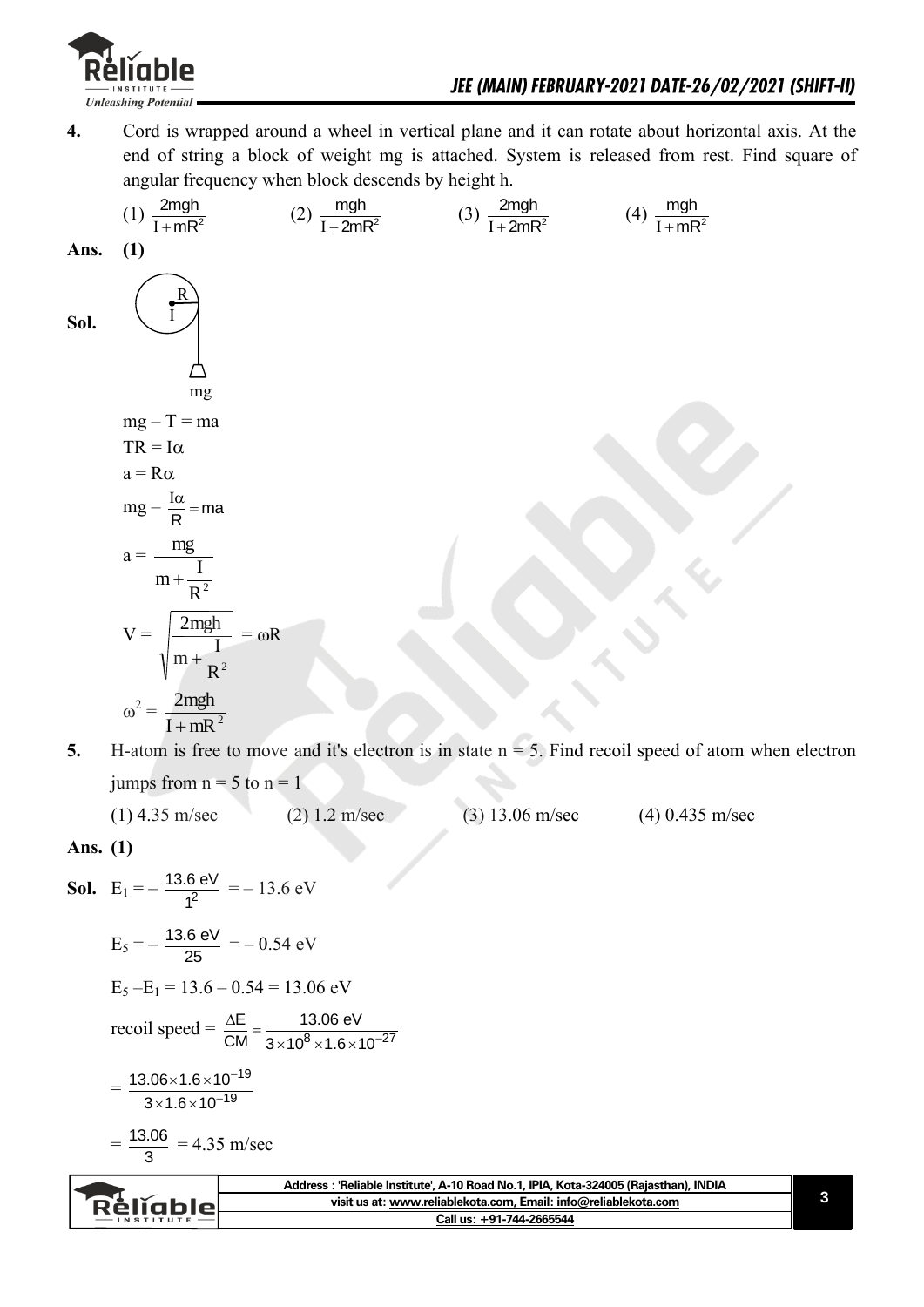**4.** Cord is wrapped around a wheel in vertical plane and it can rotate about horizontal axis. At the end of string a block of weight mg is attached. System is released from rest. Find square of angular frequency when block descends by height h.

(1) $\frac{2mgh}{I+mR^2}$ (2) $\frac{mgh}{I+2mR^2}$ (3) $\frac{2mgh}{I+2mR^2}$ (4) $\frac{mgh}{I+mR^2}$

**Ans. (1)**

**Sol.**

$mg - T = ma$

$TR = I\alpha$

$a = R\alpha$

$mg - \frac{I\alpha}{R} = ma$

$a = \frac{mg}{m + \frac{I}{R^2}}$

$V = \sqrt{\frac{2mgh}{m + \frac{I}{R^2}}} = \omega R$

$\omega^2 = \frac{2mgh}{I + mR^2}$

**5.** H-atom is free to move and it's electron is in state n = 5. Find recoil speed of atom when electron jumps from n = 5 to n = 1

(1) 4.35 m/sec (2) 1.2 m/sec (3) 13.06 m/sec (4) 0.435 m/sec

**Ans. (1)**

**Sol.** $E_1 = -\frac{13.6 \text{ eV}}{1^2} = -13.6 \text{ eV}$

$E_5 = -\frac{13.6 \text{ eV}}{25} = -0.54 \text{ eV}$

$E_5 - E_1 = 13.6 - 0.54 = 13.06 \text{ eV}$

recoil speed $= \frac{\Delta E}{CM} = \frac{13.06 \text{ eV}}{3\times10^8 \times 1.6\times10^{-27}}$

$= \frac{13.06\times1.6\times10^{-19}}{3\times1.6\times10^{-19}}$

$= \frac{13.06}{3} = 4.35$ m/sec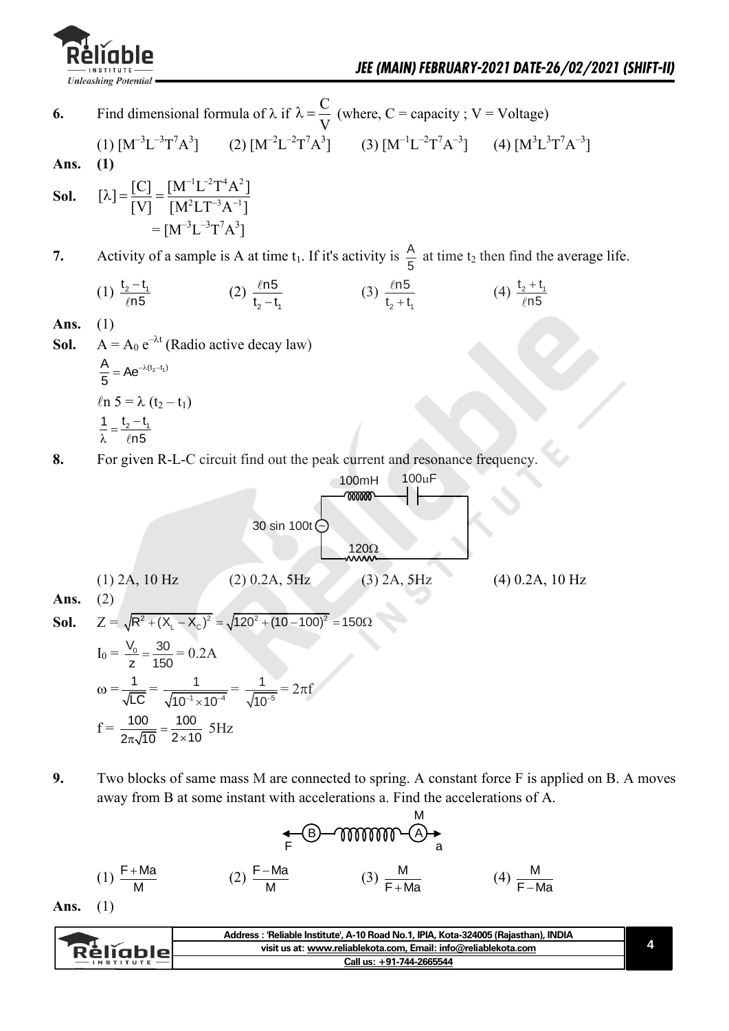**6.** Find dimensional formula of $\lambda$ if $\lambda = \dfrac{C}{V}$ (where, C = capacity ; V = Voltage)

(1) $[M^{-3}L^{-3}T^7A^3]$ (2) $[M^{-2}L^{-2}T^7A^3]$ (3) $[M^{-1}L^{-2}T^7A^{-3}]$ (4) $[M^3L^3T^7A^{-3}]$

**Ans.** **(1)**

**Sol.** $[\lambda] = \dfrac{[C]}{[V]} = \dfrac{[M^{-1}L^{-2}T^4A^2]}{[M^2LT^{-3}A^{-1}]}$

$= [M^{-3}L^{-3}T^7A^3]$

**7.** Activity of a sample is A at time $t_1$. If it's activity is $\dfrac{A}{5}$ at time $t_2$ then find the average life.

(1) $\dfrac{t_2 - t_1}{\ell n5}$ (2) $\dfrac{\ell n5}{t_2 - t_1}$ (3) $\dfrac{\ell n5}{t_2 + t_1}$ (4) $\dfrac{t_2 + t_1}{\ell n5}$

**Ans.** (1)

**Sol.** $A = A_0 e^{-\lambda t}$ (Radio active decay law)

$\dfrac{A}{5} = Ae^{-\lambda(t_2 - t_1)}$

$\ell n\, 5 = \lambda (t_2 - t_1)$

$\dfrac{1}{\lambda} = \dfrac{t_2 - t_1}{\ell n5}$

**8.** For given R-L-C circuit find out the peak current and resonance frequency.

100mH, 100μF, 30 sin 100t, 120Ω

(1) 2A, 10 Hz (2) 0.2A, 5Hz (3) 2A, 5Hz (4) 0.2A, 10 Hz

**Ans.** (2)

**Sol.** $Z = \sqrt{R^2 + (X_L - X_C)^2} = \sqrt{120^2 + (10 - 100)^2} = 150\Omega$

$I_0 = \dfrac{V_0}{z} = \dfrac{30}{150} = 0.2\text{A}$

$\omega = \dfrac{1}{\sqrt{LC}} = \dfrac{1}{\sqrt{10^{-1} \times 10^{-4}}} = \dfrac{1}{\sqrt{10^{-5}}} = 2\pi f$

$f = \dfrac{100}{2\pi\sqrt{10}} = \dfrac{100}{2 \times 10}$ 5Hz

**9.** Two blocks of same mass M are connected to spring. A constant force F is applied on B. A moves away from B at some instant with accelerations a. Find the accelerations of A.

(1) $\dfrac{F + Ma}{M}$ (2) $\dfrac{F - Ma}{M}$ (3) $\dfrac{M}{F + Ma}$ (4) $\dfrac{M}{F - Ma}$

**Ans.** (1)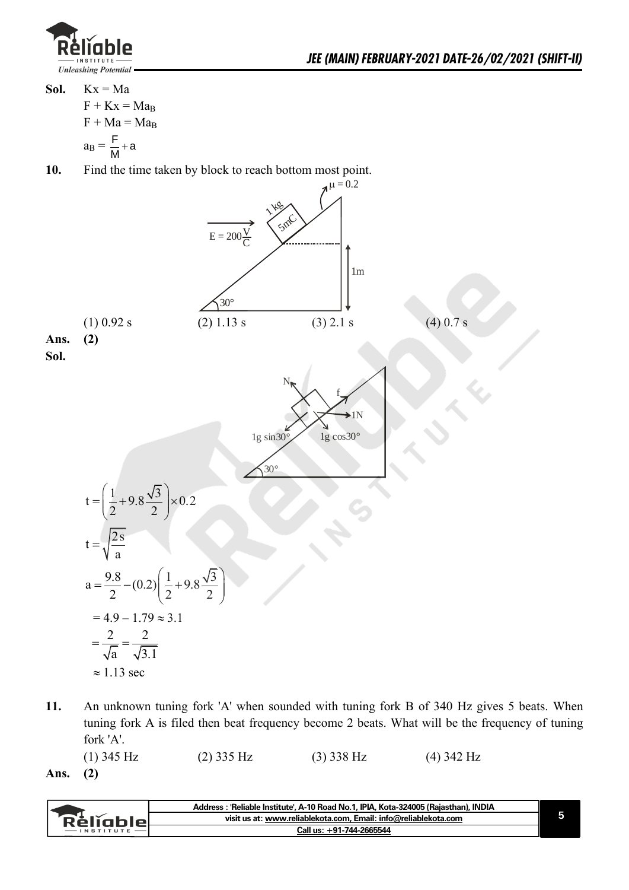**Sol.** $Kx = Ma$

$F + Kx = Ma_B$

$F + Ma = Ma_B$

$a_B = \frac{F}{M} + a$

**10.** Find the time taken by block to reach bottom most point.

(1) 0.92 s (2) 1.13 s (3) 2.1 s (4) 0.7 s

**Ans.** **(2)**

**Sol.**

$$t = \left(\frac{1}{2} + 9.8\frac{\sqrt{3}}{2}\right) \times 0.2$$

$$t = \sqrt{\frac{2s}{a}}$$

$$a = \frac{9.8}{2} - (0.2)\left(\frac{1}{2} + 9.8\frac{\sqrt{3}}{2}\right)$$

$$= 4.9 - 1.79 \approx 3.1$$

$$= \frac{2}{\sqrt{a}} = \frac{2}{\sqrt{3.1}}$$

$$\approx 1.13 \text{ sec}$$

**11.** An unknown tuning fork 'A' when sounded with tuning fork B of 340 Hz gives 5 beats. When tuning fork A is filed then beat frequency become 2 beats. What will be the frequency of tuning fork 'A'.

(1) 345 Hz (2) 335 Hz (3) 338 Hz (4) 342 Hz

**Ans.** **(2)**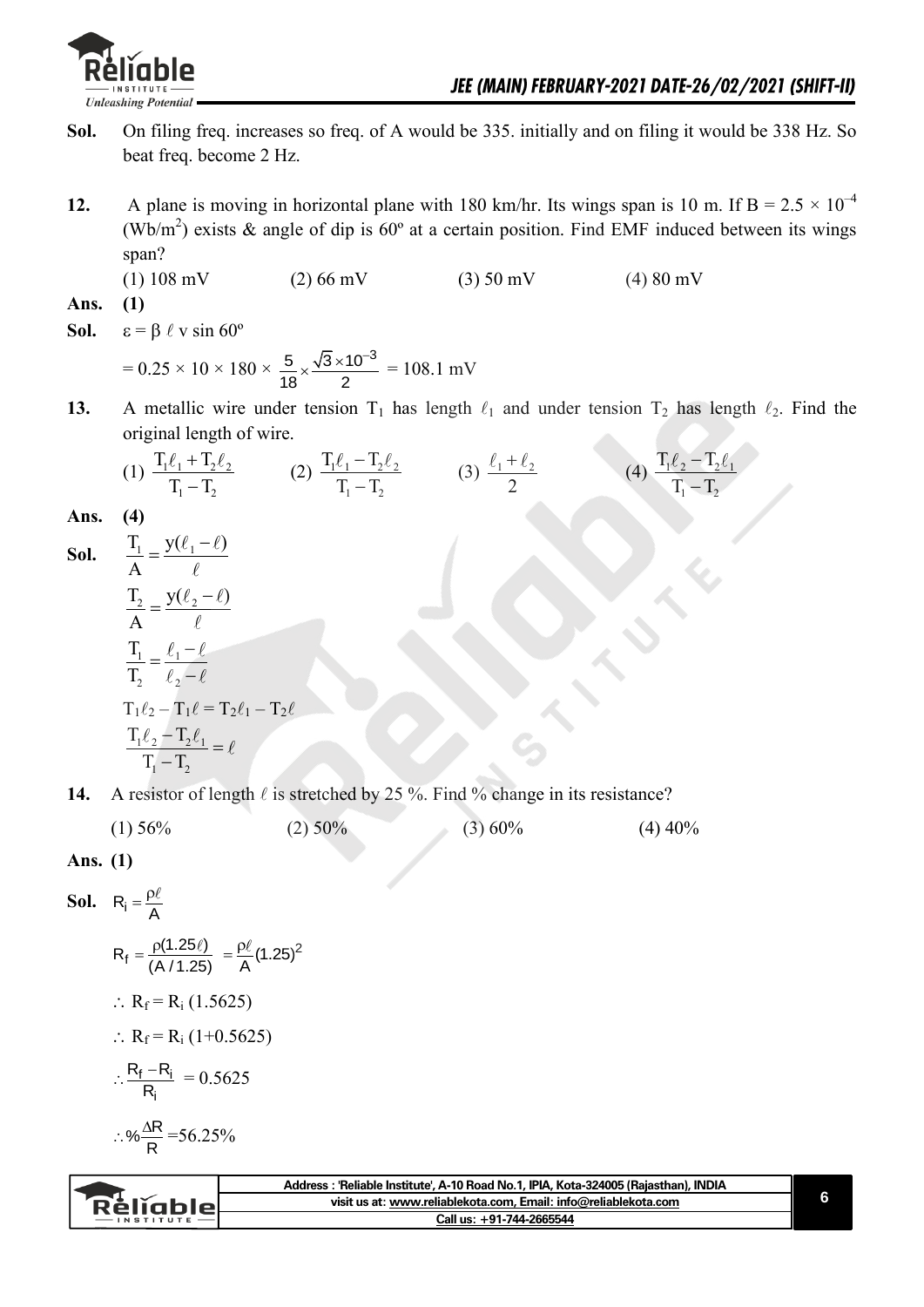**Sol.** On filing freq. increases so freq. of A would be 335. initially and on filing it would be 338 Hz. So beat freq. become 2 Hz.

**12.** A plane is moving in horizontal plane with 180 km/hr. Its wings span is 10 m. If B = $2.5 \times 10^{-4}$ (Wb/m$^2$) exists & angle of dip is 60º at a certain position. Find EMF induced between its wings span?

(1) 108 mV (2) 66 mV (3) 50 mV (4) 80 mV

**Ans.** **(1)**

**Sol.** $\varepsilon = \beta\ \ell\ v \sin 60^\circ$

$= 0.25 \times 10 \times 180 \times \frac{5}{18} \times \frac{\sqrt{3} \times 10^{-3}}{2} = 108.1 \text{ mV}$

**13.** A metallic wire under tension $T_1$ has length $\ell_1$ and under tension $T_2$ has length $\ell_2$. Find the original length of wire.

(1) $\frac{T_1\ell_1 + T_2\ell_2}{T_1 - T_2}$ (2) $\frac{T_1\ell_1 - T_2\ell_2}{T_1 - T_2}$ (3) $\frac{\ell_1 + \ell_2}{2}$ (4) $\frac{T_1\ell_2 - T_2\ell_1}{T_1 - T_2}$

**Ans.** **(4)**

**Sol.** $\frac{T_1}{A} = \frac{y(\ell_1 - \ell)}{\ell}$

$\frac{T_2}{A} = \frac{y(\ell_2 - \ell)}{\ell}$

$\frac{T_1}{T_2} = \frac{\ell_1 - \ell}{\ell_2 - \ell}$

$T_1\ell_2 - T_1\ell = T_2\ell_1 - T_2\ell$

$\frac{T_1\ell_2 - T_2\ell_1}{T_1 - T_2} = \ell$

**14.** A resistor of length $\ell$ is stretched by 25 %. Find % change in its resistance?

(1) 56% (2) 50% (3) 60% (4) 40%

**Ans. (1)**

**Sol.** $R_i = \frac{\rho\ell}{A}$

$R_f = \frac{\rho(1.25\ell)}{(A/1.25)} = \frac{\rho\ell}{A}(1.25)^2$

$\therefore R_f = R_i\ (1.5625)$

$\therefore R_f = R_i\ (1+0.5625)$

$\therefore \frac{R_f - R_i}{R_i} = 0.5625$

$\therefore \% \frac{\Delta R}{R} = 56.25\%$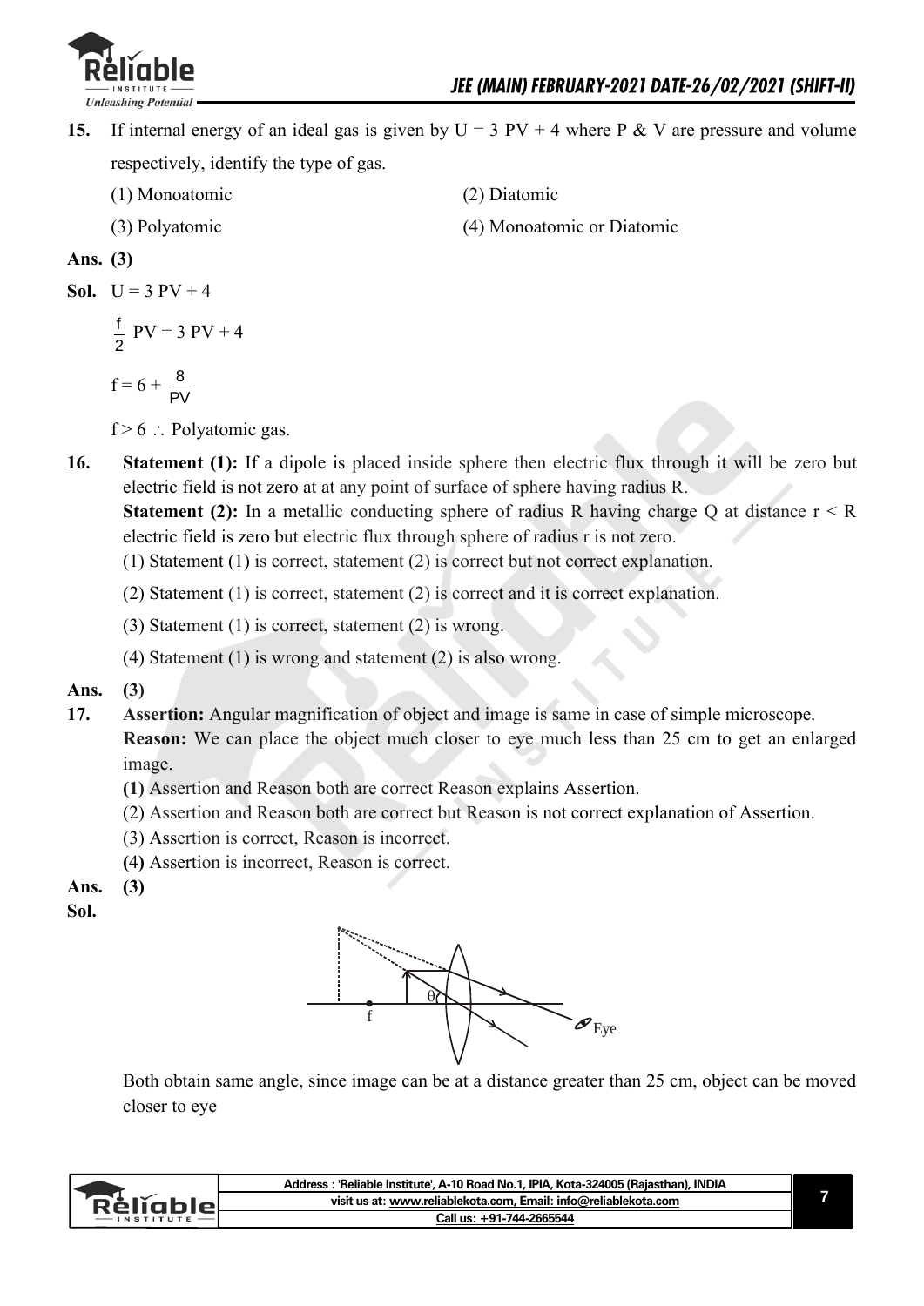**15.** If internal energy of an ideal gas is given by U = 3 PV + 4 where P & V are pressure and volume respectively, identify the type of gas.

(1) Monoatomic (2) Diatomic

(3) Polyatomic (4) Monoatomic or Diatomic

**Ans. (3)**

**Sol.** $U = 3\text{ PV} + 4$

$$\frac{f}{2}\text{ PV} = 3\text{ PV} + 4$$

$$f = 6 + \frac{8}{PV}$$

$f > 6 \therefore$ Polyatomic gas.

**16.** **Statement (1):** If a dipole is placed inside sphere then electric flux through it will be zero but electric field is not zero at at any point of surface of sphere having radius R.

**Statement (2):** In a metallic conducting sphere of radius R having charge Q at distance r < R electric field is zero but electric flux through sphere of radius r is not zero.

(1) Statement (1) is correct, statement (2) is correct but not correct explanation.

(2) Statement (1) is correct, statement (2) is correct and it is correct explanation.

(3) Statement (1) is correct, statement (2) is wrong.

(4) Statement (1) is wrong and statement (2) is also wrong.

**Ans. (3)**

**17.** **Assertion:** Angular magnification of object and image is same in case of simple microscope.

**Reason:** We can place the object much closer to eye much less than 25 cm to get an enlarged image.

**(1)** Assertion and Reason both are correct Reason explains Assertion.

(2) Assertion and Reason both are correct but Reason is not correct explanation of Assertion.

(3) Assertion is correct, Reason is incorrect.

**(4)** Assertion is incorrect, Reason is correct.

**Ans. (3)**

**Sol.**

Both obtain same angle, since image can be at a distance greater than 25 cm, object can be moved closer to eye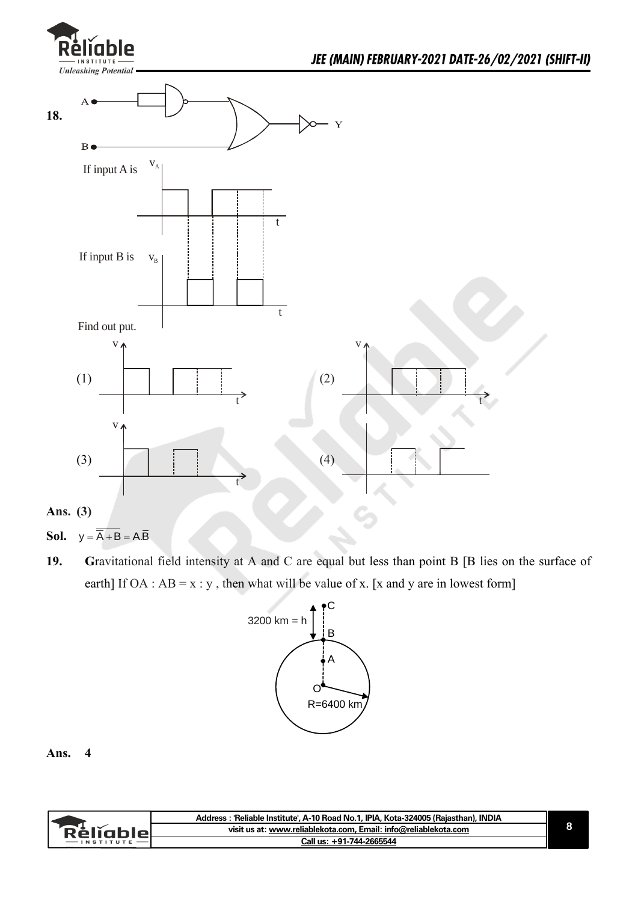**18.**

If input A is

If input B is

Find out put.

(1)

(2)

(3)

(4)

**Ans. (3)**

**Sol.** $y = \overline{\overline{A} + B} = A.\overline{B}$

**19.** **G**ravitational field intensity at A and C are equal but less than point B [B lies on the surface of earth] If OA : AB = x : y , then what will be value of x. [x and y are in lowest form]

3200 km = h

R=6400 km

**Ans. 4**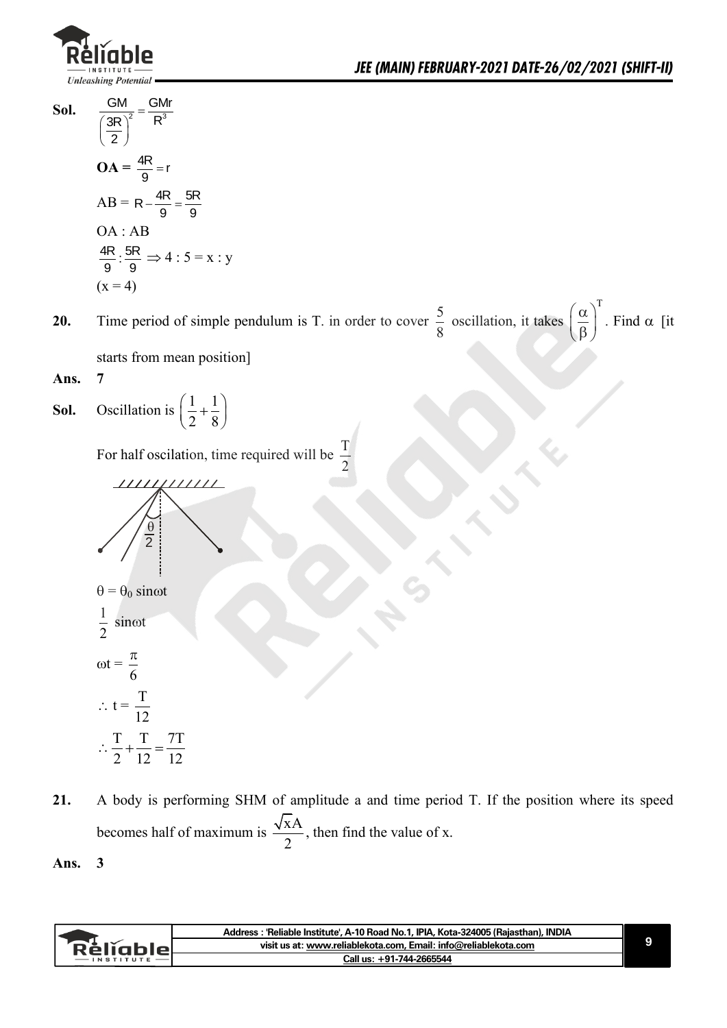**Sol.** $\frac{GM}{\left(\frac{3R}{2}\right)^2} = \frac{GMr}{R^3}$

$\textbf{OA} = \frac{4R}{9} = r$

$AB = R - \frac{4R}{9} = \frac{5R}{9}$

OA : AB

$\frac{4R}{9} : \frac{5R}{9} \Rightarrow 4 : 5 = x : y$

$(x = 4)$

**20.** Time period of simple pendulum is T. in order to cover $\frac{5}{8}$ oscillation, it takes $\left(\frac{\alpha}{\beta}\right)^T$. Find $\alpha$ [it starts from mean position]

**Ans.** **7**

**Sol.** Oscillation is $\left(\frac{1}{2} + \frac{1}{8}\right)$

For half oscilation, time required will be $\frac{T}{2}$

$\frac{\theta}{2}$

$\theta = \theta_0 \sin\omega t$

$\frac{1}{2}$ $\sin\omega t$

$\omega t = \frac{\pi}{6}$

$\therefore\ t = \frac{T}{12}$

$\therefore \frac{T}{2} + \frac{T}{12} = \frac{7T}{12}$

**21.** A body is performing SHM of amplitude a and time period T. If the position where its speed becomes half of maximum is $\frac{\sqrt{x}A}{2}$, then find the value of x.

**Ans.** **3**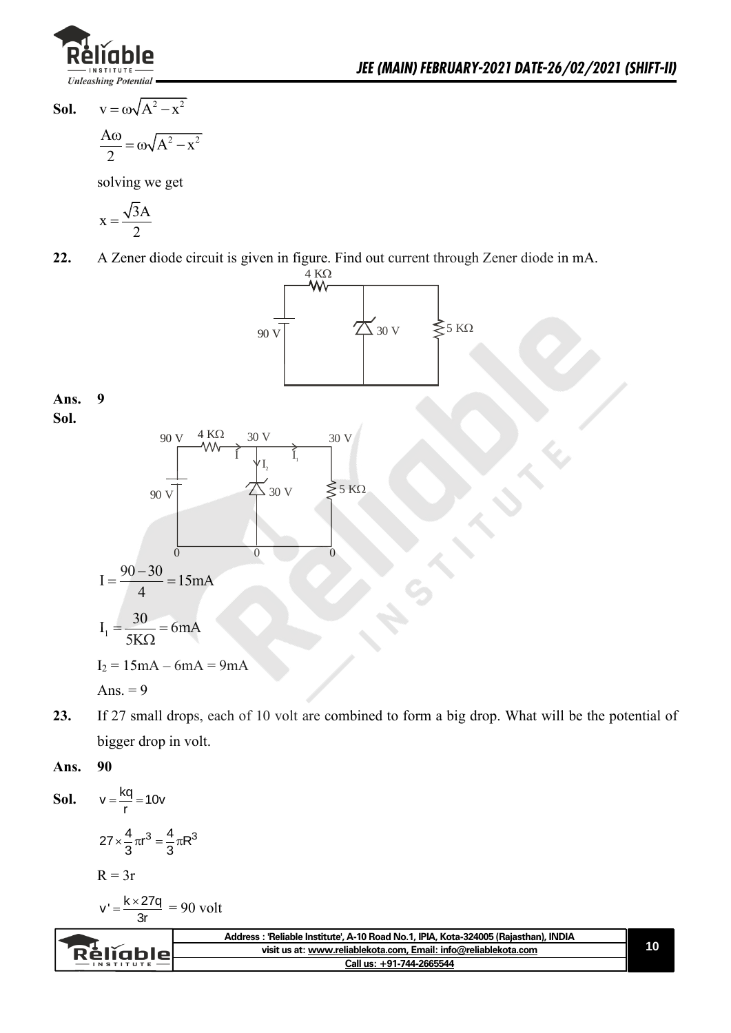**Sol.** $v = \omega\sqrt{A^2 - x^2}$

$$\frac{A\omega}{2} = \omega\sqrt{A^2 - x^2}$$

solving we get

$$x = \frac{\sqrt{3}A}{2}$$

**22.** A Zener diode circuit is given in figure. Find out current through Zener diode in mA.

**Ans. 9**

**Sol.**

$$I = \frac{90-30}{4} = 15\text{mA}$$

$$I_1 = \frac{30}{5K\Omega} = 6\text{mA}$$

$I_2 = 15\text{mA} - 6\text{mA} = 9\text{mA}$

Ans. = 9

**23.** If 27 small drops, each of 10 volt are combined to form a big drop. What will be the potential of bigger drop in volt.

**Ans. 90**

**Sol.** $v = \frac{kq}{r} = 10v$

$$27 \times \frac{4}{3}\pi r^3 = \frac{4}{3}\pi R^3$$

$R = 3r$

$$v' = \frac{k \times 27q}{3r} = 90 \text{ volt}$$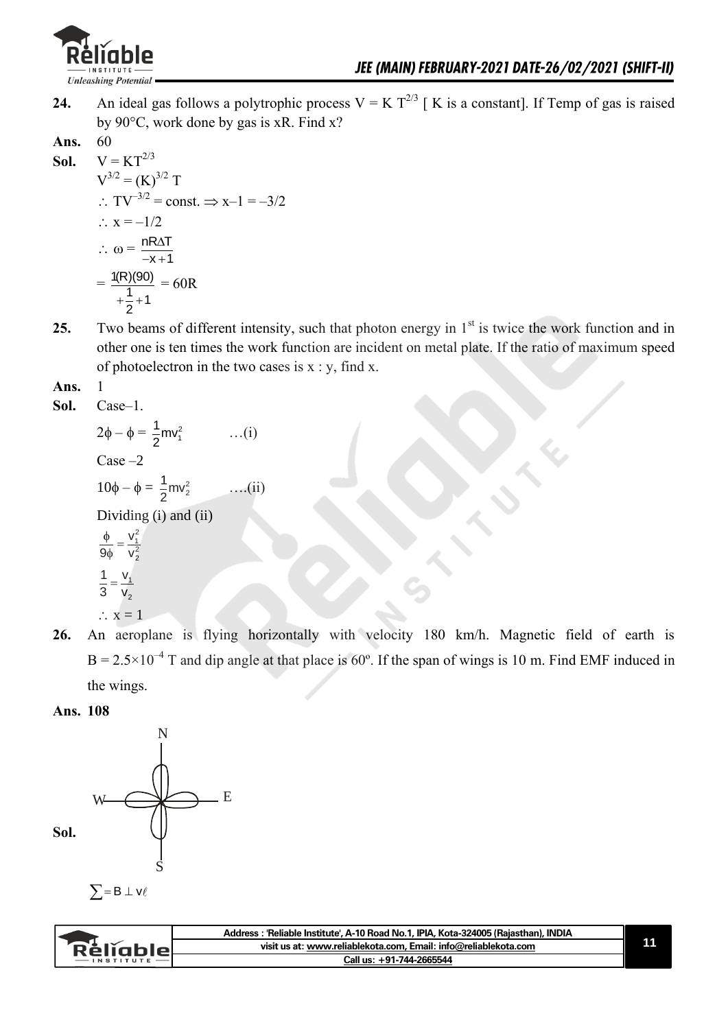**24.** An ideal gas follows a polytrophic process $V = K\, T^{2/3}$ [ K is a constant]. If Temp of gas is raised by 90°C, work done by gas is xR. Find x?

**Ans.** 60

**Sol.** $V = KT^{2/3}$

$V^{3/2} = (K)^{3/2}\, T$

$\therefore\ TV^{-3/2} = \text{const.} \Rightarrow x - 1 = -3/2$

$\therefore\ x = -1/2$

$\therefore\ \omega = \dfrac{nR\Delta T}{-x+1}$

$= \dfrac{1(R)(90)}{+\frac{1}{2}+1} = 60R$

**25.** Two beams of different intensity, such that photon energy in 1st is twice the work function and in other one is ten times the work function are incident on metal plate. If the ratio of maximum speed of photoelectron in the two cases is x : y, find x.

**Ans.** 1

**Sol.** Case–1.

$2\phi - \phi = \dfrac{1}{2}mv_1^2$ …(i)

Case –2

$10\phi - \phi = \dfrac{1}{2}mv_2^2$ ….(ii)

Dividing (i) and (ii)

$\dfrac{\phi}{9\phi} = \dfrac{v_1^2}{v_2^2}$

$\dfrac{1}{3} = \dfrac{v_1}{v_2}$

$\therefore\ x = 1$

**26.** An aeroplane is flying horizontally with velocity 180 km/h. Magnetic field of earth is $B = 2.5\times10^{-4}$ T and dip angle at that place is 60º. If the span of wings is 10 m. Find EMF induced in the wings.

**Ans. 108**

**Sol.**

N

W E

S

$\sum = B \perp v\ell$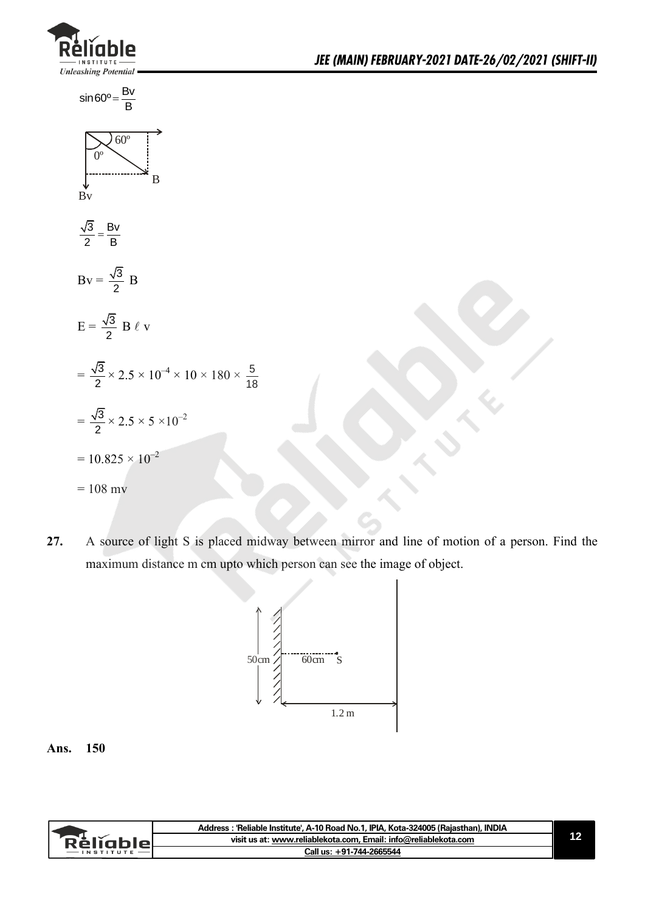$$\sin 60^\circ = \frac{B_V}{B}$$

60°

0°

B

Bv

$$\frac{\sqrt{3}}{2} = \frac{B_V}{B}$$

$$B_V = \frac{\sqrt{3}}{2}\ B$$

$$E = \frac{\sqrt{3}}{2}\ B\ \ell\ v$$

$$= \frac{\sqrt{3}}{2} \times 2.5 \times 10^{-4} \times 10 \times 180 \times \frac{5}{18}$$

$$= \frac{\sqrt{3}}{2} \times 2.5 \times 5 \times 10^{-2}$$

$$= 10.825 \times 10^{-2}$$

$$= 108 \text{ mv}$$

**27.** A source of light S is placed midway between mirror and line of motion of a person. Find the maximum distance m cm upto which person can see the image of object.

50cm

60cm S

1.2 m

**Ans. 150**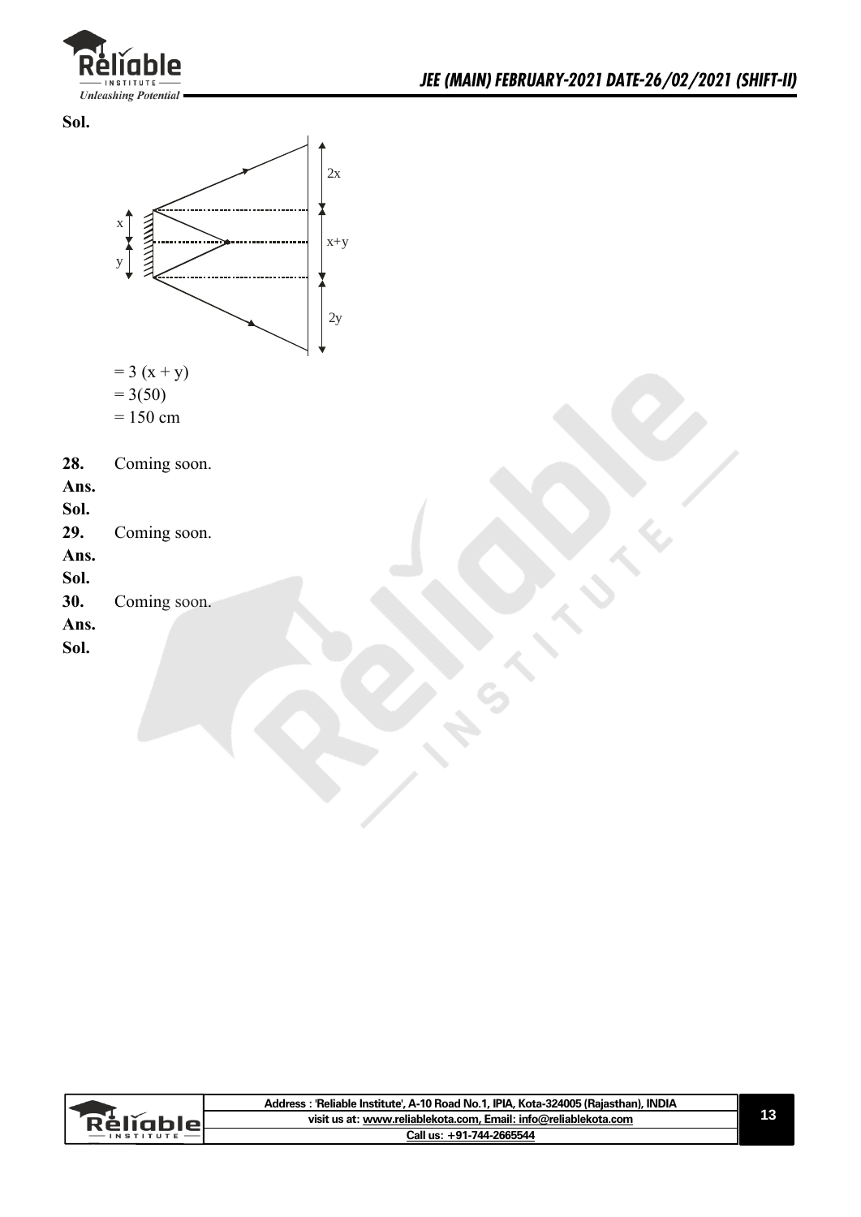**Sol.**

x

y

2x

x+y

2y

$= 3\,(x + y)$

$= 3(50)$

$= 150$ cm

**28.** Coming soon.

**Ans.**

**Sol.**

**29.** Coming soon.

**Ans.**

**Sol.**

**30.** Coming soon.

**Ans.**

**Sol.**